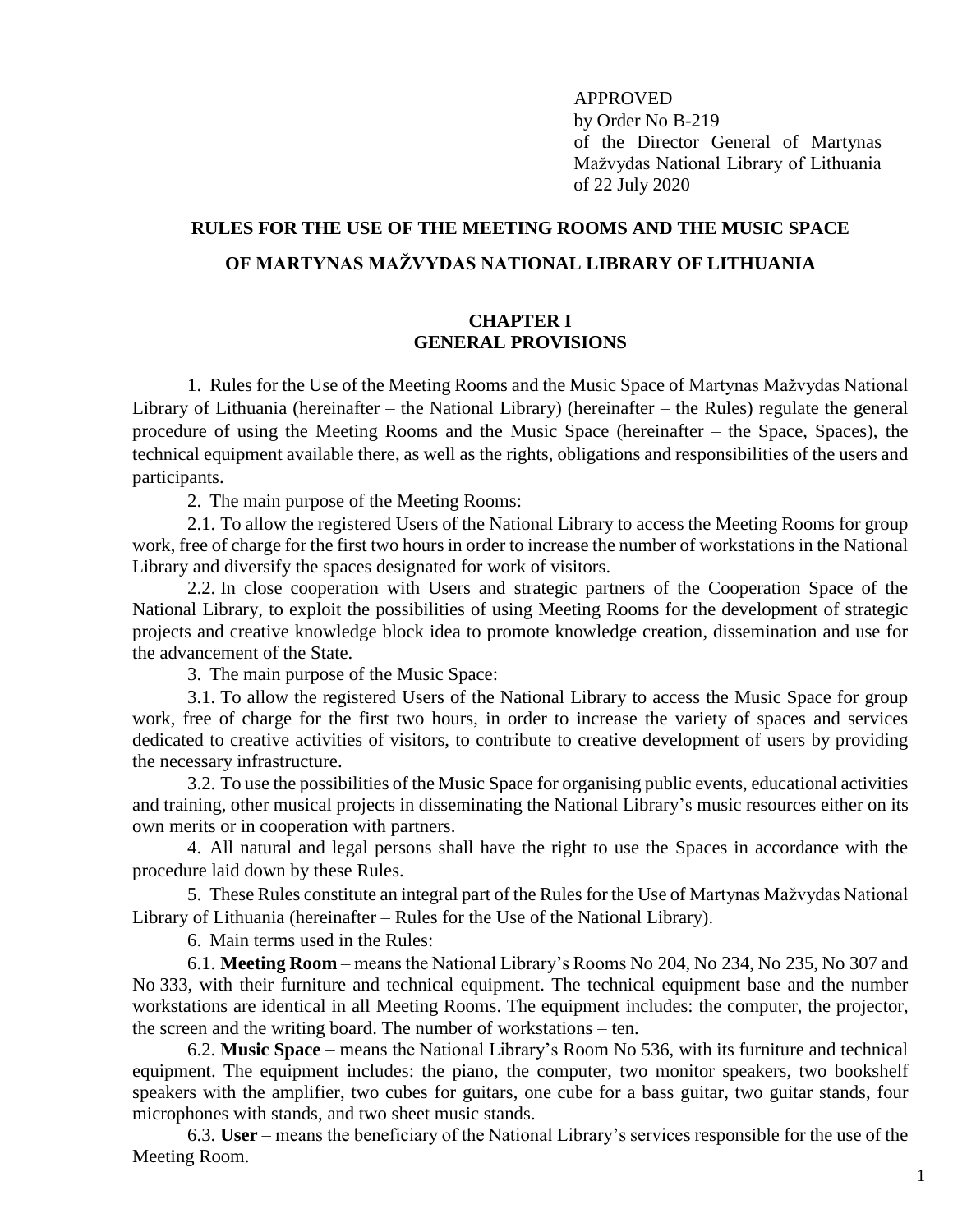APPROVED
by Order No B-219
of the Director General of Martynas Mažvydas National Library of Lithuania
of 22 July 2020

# RULES FOR THE USE OF THE MEETING ROOMS AND THE MUSIC SPACE OF MARTYNAS MAŽVYDAS NATIONAL LIBRARY OF LITHUANIA

## CHAPTER I
## GENERAL PROVISIONS

1. Rules for the Use of the Meeting Rooms and the Music Space of Martynas Mažvydas National Library of Lithuania (hereinafter – the National Library) (hereinafter – the Rules) regulate the general procedure of using the Meeting Rooms and the Music Space (hereinafter – the Space, Spaces), the technical equipment available there, as well as the rights, obligations and responsibilities of the users and participants.

2. The main purpose of the Meeting Rooms:

2.1. To allow the registered Users of the National Library to access the Meeting Rooms for group work, free of charge for the first two hours in order to increase the number of workstations in the National Library and diversify the spaces designated for work of visitors.

2.2. In close cooperation with Users and strategic partners of the Cooperation Space of the National Library, to exploit the possibilities of using Meeting Rooms for the development of strategic projects and creative knowledge block idea to promote knowledge creation, dissemination and use for the advancement of the State.

3. The main purpose of the Music Space:

3.1. To allow the registered Users of the National Library to access the Music Space for group work, free of charge for the first two hours, in order to increase the variety of spaces and services dedicated to creative activities of visitors, to contribute to creative development of users by providing the necessary infrastructure.

3.2. To use the possibilities of the Music Space for organising public events, educational activities and training, other musical projects in disseminating the National Library's music resources either on its own merits or in cooperation with partners.

4. All natural and legal persons shall have the right to use the Spaces in accordance with the procedure laid down by these Rules.

5. These Rules constitute an integral part of the Rules for the Use of Martynas Mažvydas National Library of Lithuania (hereinafter – Rules for the Use of the National Library).

6. Main terms used in the Rules:

6.1. **Meeting Room** – means the National Library's Rooms No 204, No 234, No 235, No 307 and No 333, with their furniture and technical equipment. The technical equipment base and the number workstations are identical in all Meeting Rooms. The equipment includes: the computer, the projector, the screen and the writing board. The number of workstations – ten.

6.2. **Music Space** – means the National Library's Room No 536, with its furniture and technical equipment. The equipment includes: the piano, the computer, two monitor speakers, two bookshelf speakers with the amplifier, two cubes for guitars, one cube for a bass guitar, two guitar stands, four microphones with stands, and two sheet music stands.

6.3. **User** – means the beneficiary of the National Library's services responsible for the use of the Meeting Room.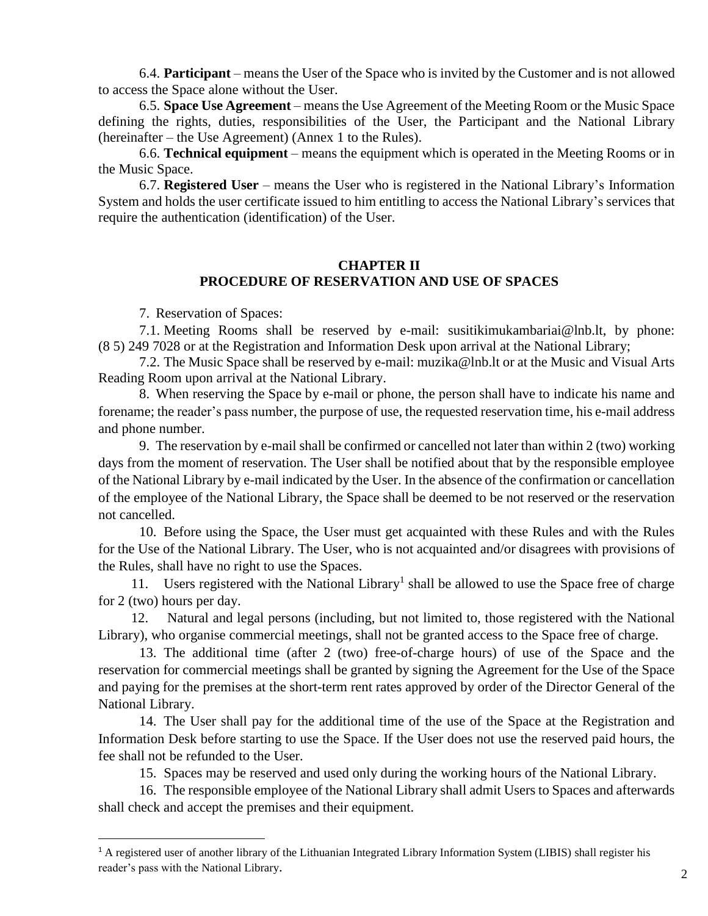6.4. **Participant** – means the User of the Space who is invited by the Customer and is not allowed to access the Space alone without the User.

6.5. **Space Use Agreement** – means the Use Agreement of the Meeting Room or the Music Space defining the rights, duties, responsibilities of the User, the Participant and the National Library (hereinafter – the Use Agreement) (Annex 1 to the Rules).

6.6. **Technical equipment** – means the equipment which is operated in the Meeting Rooms or in the Music Space.

6.7. **Registered User** – means the User who is registered in the National Library's Information System and holds the user certificate issued to him entitling to access the National Library's services that require the authentication (identification) of the User.

## CHAPTER II
## PROCEDURE OF RESERVATION AND USE OF SPACES

7. Reservation of Spaces:

7.1. Meeting Rooms shall be reserved by e-mail: susitikimukambariai@lnb.lt, by phone: (8 5) 249 7028 or at the Registration and Information Desk upon arrival at the National Library;

7.2. The Music Space shall be reserved by e-mail: muzika@lnb.lt or at the Music and Visual Arts Reading Room upon arrival at the National Library.

8. When reserving the Space by e-mail or phone, the person shall have to indicate his name and forename; the reader's pass number, the purpose of use, the requested reservation time, his e-mail address and phone number.

9. The reservation by e-mail shall be confirmed or cancelled not later than within 2 (two) working days from the moment of reservation. The User shall be notified about that by the responsible employee of the National Library by e-mail indicated by the User. In the absence of the confirmation or cancellation of the employee of the National Library, the Space shall be deemed to be not reserved or the reservation not cancelled.

10. Before using the Space, the User must get acquainted with these Rules and with the Rules for the Use of the National Library. The User, who is not acquainted and/or disagrees with provisions of the Rules, shall have no right to use the Spaces.

11. Users registered with the National Library[1] shall be allowed to use the Space free of charge for 2 (two) hours per day.

12. Natural and legal persons (including, but not limited to, those registered with the National Library), who organise commercial meetings, shall not be granted access to the Space free of charge.

13. The additional time (after 2 (two) free-of-charge hours) of use of the Space and the reservation for commercial meetings shall be granted by signing the Agreement for the Use of the Space and paying for the premises at the short-term rent rates approved by order of the Director General of the National Library.

14. The User shall pay for the additional time of the use of the Space at the Registration and Information Desk before starting to use the Space. If the User does not use the reserved paid hours, the fee shall not be refunded to the User.

15. Spaces may be reserved and used only during the working hours of the National Library.

16. The responsible employee of the National Library shall admit Users to Spaces and afterwards shall check and accept the premises and their equipment.

---

[1] A registered user of another library of the Lithuanian Integrated Library Information System (LIBIS) shall register his reader's pass with the National Library.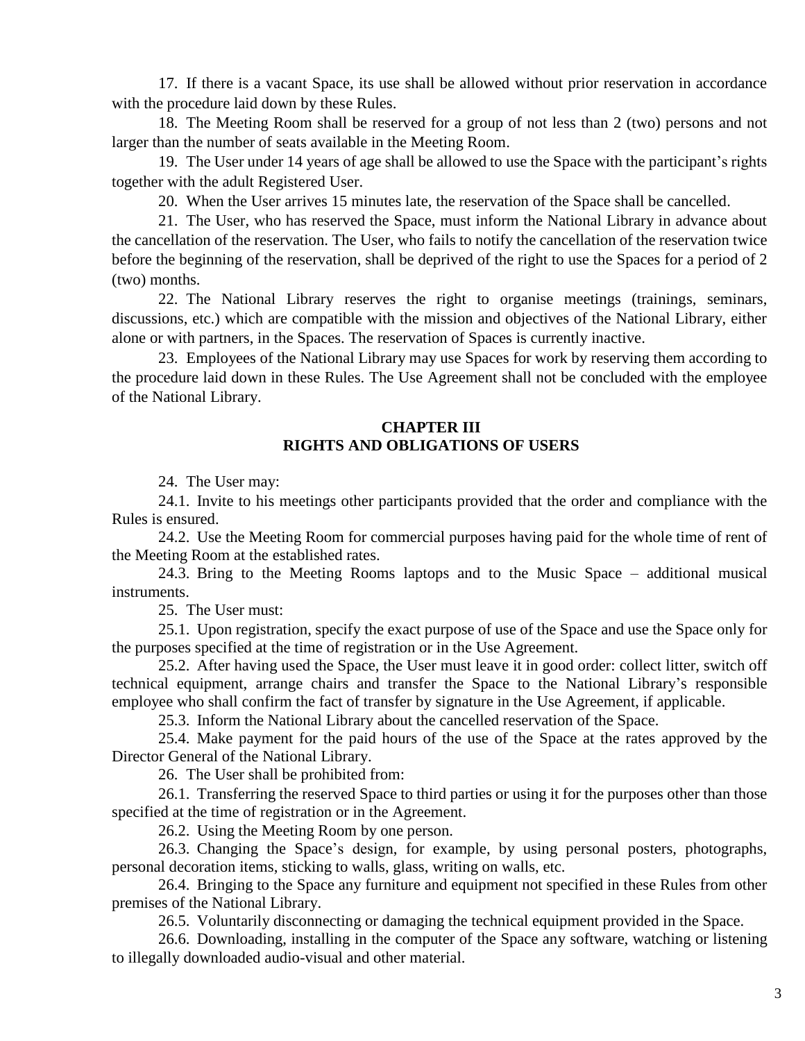17. If there is a vacant Space, its use shall be allowed without prior reservation in accordance with the procedure laid down by these Rules.

18. The Meeting Room shall be reserved for a group of not less than 2 (two) persons and not larger than the number of seats available in the Meeting Room.

19. The User under 14 years of age shall be allowed to use the Space with the participant's rights together with the adult Registered User.

20. When the User arrives 15 minutes late, the reservation of the Space shall be cancelled.

21. The User, who has reserved the Space, must inform the National Library in advance about the cancellation of the reservation. The User, who fails to notify the cancellation of the reservation twice before the beginning of the reservation, shall be deprived of the right to use the Spaces for a period of 2 (two) months.

22. The National Library reserves the right to organise meetings (trainings, seminars, discussions, etc.) which are compatible with the mission and objectives of the National Library, either alone or with partners, in the Spaces. The reservation of Spaces is currently inactive.

23. Employees of the National Library may use Spaces for work by reserving them according to the procedure laid down in these Rules. The Use Agreement shall not be concluded with the employee of the National Library.

## CHAPTER III
## RIGHTS AND OBLIGATIONS OF USERS

24. The User may:

24.1. Invite to his meetings other participants provided that the order and compliance with the Rules is ensured.

24.2. Use the Meeting Room for commercial purposes having paid for the whole time of rent of the Meeting Room at the established rates.

24.3. Bring to the Meeting Rooms laptops and to the Music Space – additional musical instruments.

25. The User must:

25.1. Upon registration, specify the exact purpose of use of the Space and use the Space only for the purposes specified at the time of registration or in the Use Agreement.

25.2. After having used the Space, the User must leave it in good order: collect litter, switch off technical equipment, arrange chairs and transfer the Space to the National Library's responsible employee who shall confirm the fact of transfer by signature in the Use Agreement, if applicable.

25.3. Inform the National Library about the cancelled reservation of the Space.

25.4. Make payment for the paid hours of the use of the Space at the rates approved by the Director General of the National Library.

26. The User shall be prohibited from:

26.1. Transferring the reserved Space to third parties or using it for the purposes other than those specified at the time of registration or in the Agreement.

26.2. Using the Meeting Room by one person.

26.3. Changing the Space's design, for example, by using personal posters, photographs, personal decoration items, sticking to walls, glass, writing on walls, etc.

26.4. Bringing to the Space any furniture and equipment not specified in these Rules from other premises of the National Library.

26.5. Voluntarily disconnecting or damaging the technical equipment provided in the Space.

26.6. Downloading, installing in the computer of the Space any software, watching or listening to illegally downloaded audio-visual and other material.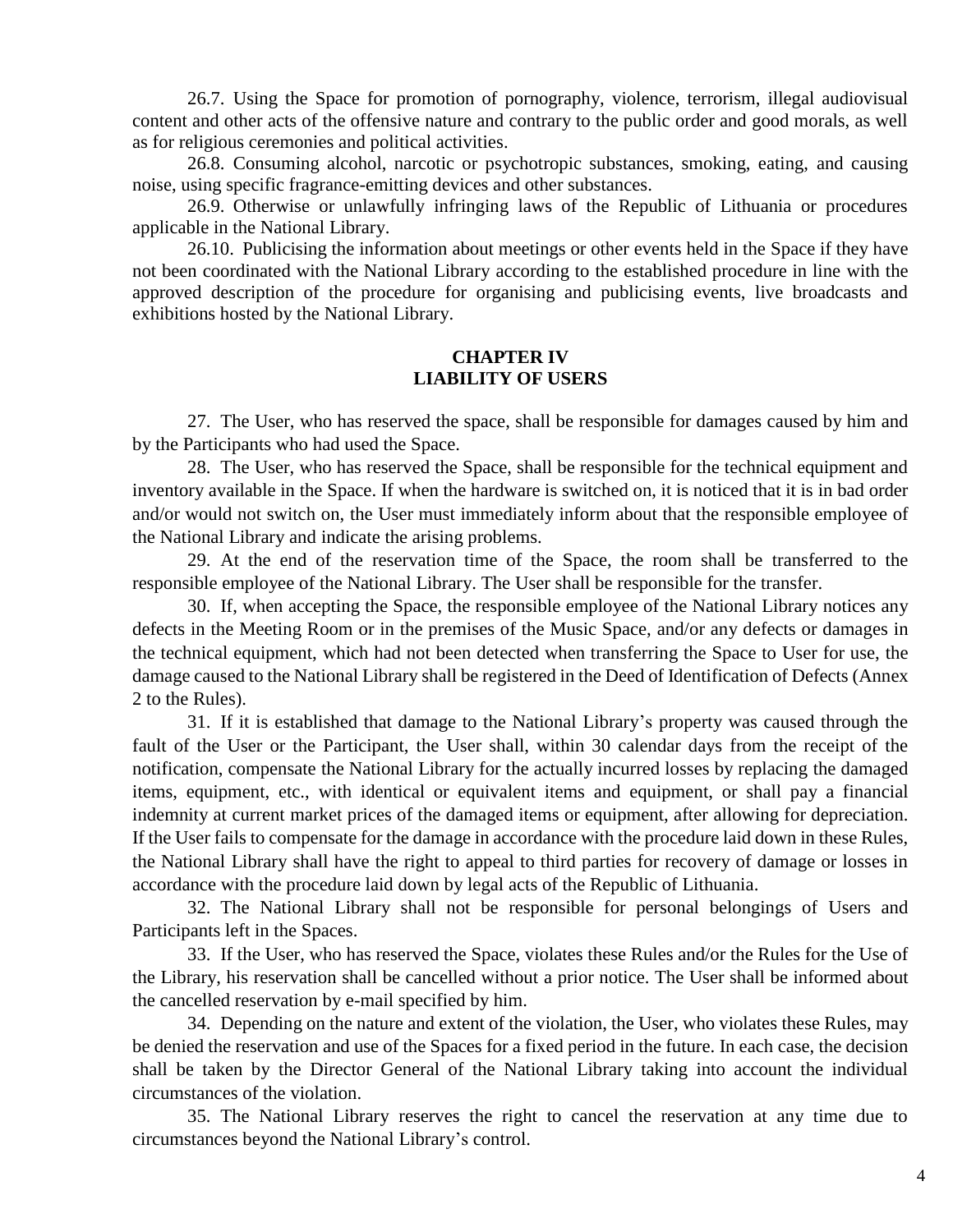26.7. Using the Space for promotion of pornography, violence, terrorism, illegal audiovisual content and other acts of the offensive nature and contrary to the public order and good morals, as well as for religious ceremonies and political activities.

26.8. Consuming alcohol, narcotic or psychotropic substances, smoking, eating, and causing noise, using specific fragrance-emitting devices and other substances.

26.9. Otherwise or unlawfully infringing laws of the Republic of Lithuania or procedures applicable in the National Library.

26.10. Publicising the information about meetings or other events held in the Space if they have not been coordinated with the National Library according to the established procedure in line with the approved description of the procedure for organising and publicising events, live broadcasts and exhibitions hosted by the National Library.

## CHAPTER IV
## LIABILITY OF USERS

27. The User, who has reserved the space, shall be responsible for damages caused by him and by the Participants who had used the Space.

28. The User, who has reserved the Space, shall be responsible for the technical equipment and inventory available in the Space. If when the hardware is switched on, it is noticed that it is in bad order and/or would not switch on, the User must immediately inform about that the responsible employee of the National Library and indicate the arising problems.

29. At the end of the reservation time of the Space, the room shall be transferred to the responsible employee of the National Library. The User shall be responsible for the transfer.

30. If, when accepting the Space, the responsible employee of the National Library notices any defects in the Meeting Room or in the premises of the Music Space, and/or any defects or damages in the technical equipment, which had not been detected when transferring the Space to User for use, the damage caused to the National Library shall be registered in the Deed of Identification of Defects (Annex 2 to the Rules).

31. If it is established that damage to the National Library's property was caused through the fault of the User or the Participant, the User shall, within 30 calendar days from the receipt of the notification, compensate the National Library for the actually incurred losses by replacing the damaged items, equipment, etc., with identical or equivalent items and equipment, or shall pay a financial indemnity at current market prices of the damaged items or equipment, after allowing for depreciation. If the User fails to compensate for the damage in accordance with the procedure laid down in these Rules, the National Library shall have the right to appeal to third parties for recovery of damage or losses in accordance with the procedure laid down by legal acts of the Republic of Lithuania.

32. The National Library shall not be responsible for personal belongings of Users and Participants left in the Spaces.

33. If the User, who has reserved the Space, violates these Rules and/or the Rules for the Use of the Library, his reservation shall be cancelled without a prior notice. The User shall be informed about the cancelled reservation by e-mail specified by him.

34. Depending on the nature and extent of the violation, the User, who violates these Rules, may be denied the reservation and use of the Spaces for a fixed period in the future. In each case, the decision shall be taken by the Director General of the National Library taking into account the individual circumstances of the violation.

35. The National Library reserves the right to cancel the reservation at any time due to circumstances beyond the National Library's control.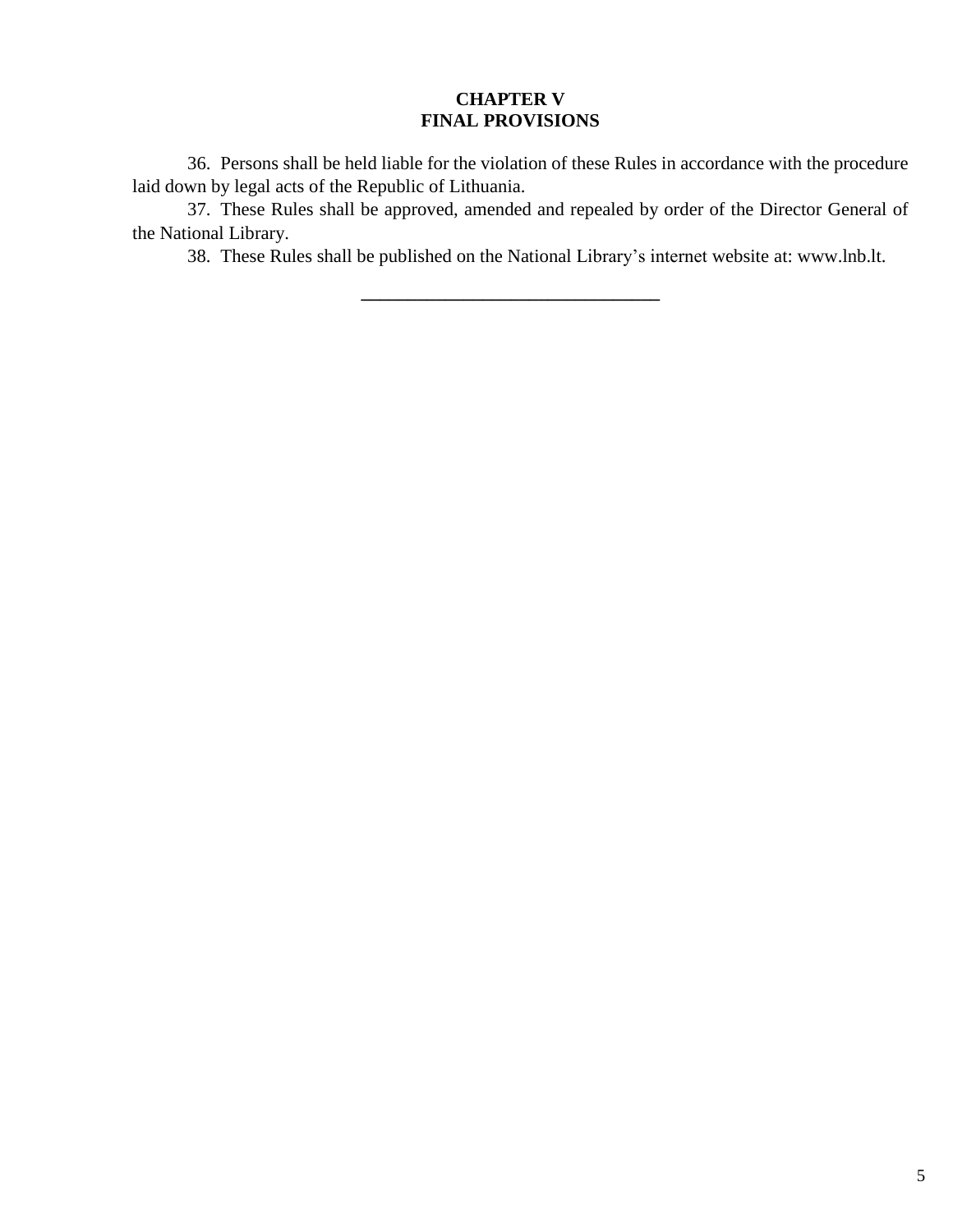## CHAPTER V
## FINAL PROVISIONS

36. Persons shall be held liable for the violation of these Rules in accordance with the procedure laid down by legal acts of the Republic of Lithuania.

37. These Rules shall be approved, amended and repealed by order of the Director General of the National Library.

38. These Rules shall be published on the National Library's internet website at: www.lnb.lt.

---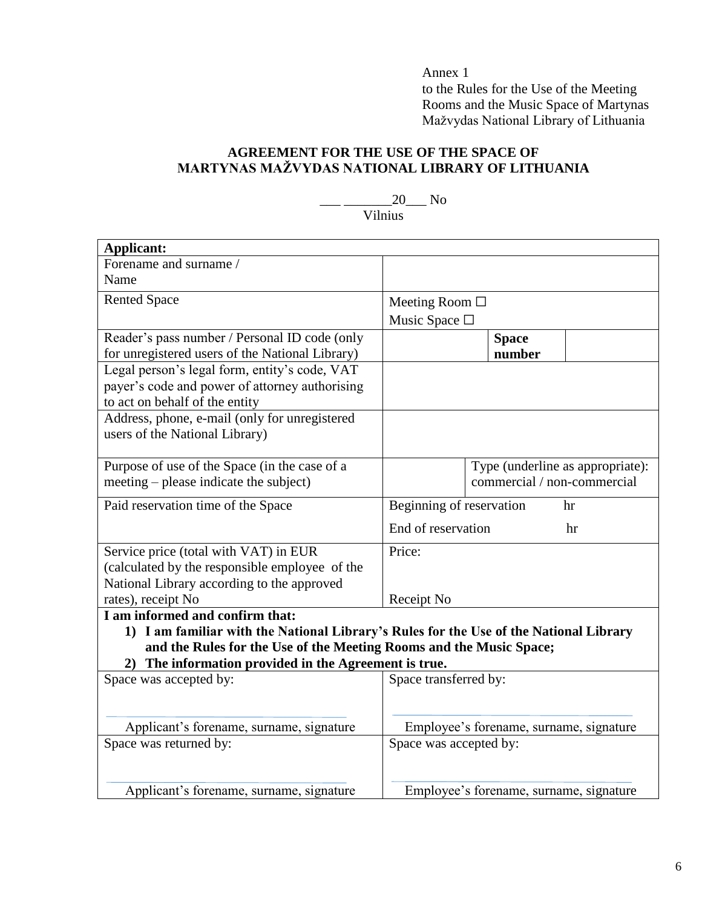Annex 1
to the Rules for the Use of the Meeting Rooms and the Music Space of Martynas Mažvydas National Library of Lithuania

**AGREEMENT FOR THE USE OF THE SPACE OF MARTYNAS MAŽVYDAS NATIONAL LIBRARY OF LITHUANIA**

___ _______20___ No
Vilnius

| **Applicant:** | | | |
|---|---|---|---|
| Forename and surname / Name | | | |
| Rented Space | Meeting Room ☐<br>Music Space ☐ | | |
| Reader's pass number / Personal ID code (only for unregistered users of the National Library) | | **Space number** | |
| Legal person's legal form, entity's code, VAT payer's code and power of attorney authorising to act on behalf of the entity | | | |
| Address, phone, e-mail (only for unregistered users of the National Library) | | | |
| Purpose of use of the Space (in the case of a meeting – please indicate the subject) | | Type (underline as appropriate): commercial / non-commercial | |
| Paid reservation time of the Space | Beginning of reservation hr<br>End of reservation hr | | |
| Service price (total with VAT) in EUR (calculated by the responsible employee of the National Library according to the approved rates), receipt No | Price:<br><br>Receipt No | | |
| **I am informed and confirm that:**<br>**1) I am familiar with the National Library's Rules for the Use of the National Library and the Rules for the Use of the Meeting Rooms and the Music Space;**<br>**2) The information provided in the Agreement is true.** | | | |
| Space was accepted by:<br><br>Applicant's forename, surname, signature | Space transferred by:<br><br>Employee's forename, surname, signature | | |
| Space was returned by:<br><br>Applicant's forename, surname, signature | Space was accepted by:<br><br>Employee's forename, surname, signature | | |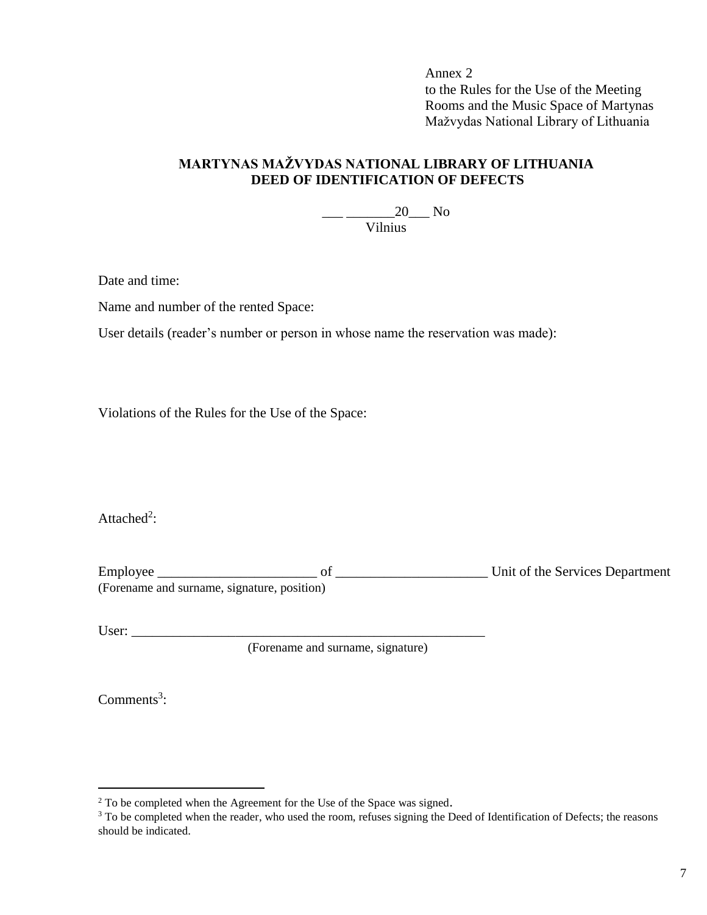Annex 2
to the Rules for the Use of the Meeting Rooms and the Music Space of Martynas Mažvydas National Library of Lithuania

**MARTYNAS MAŽVYDAS NATIONAL LIBRARY OF LITHUANIA**
**DEED OF IDENTIFICATION OF DEFECTS**

___ _______20___ No
Vilnius

Date and time:

Name and number of the rented Space:

User details (reader's number or person in whose name the reservation was made):

Violations of the Rules for the Use of the Space:

Attached[2]:

Employee _______________________ of ______________________ Unit of the Services Department
(Forename and surname, signature, position)

User: _____________________________________________________
(Forename and surname, signature)

Comments[3]:

---

[2] To be completed when the Agreement for the Use of the Space was signed.

[3] To be completed when the reader, who used the room, refuses signing the Deed of Identification of Defects; the reasons should be indicated.